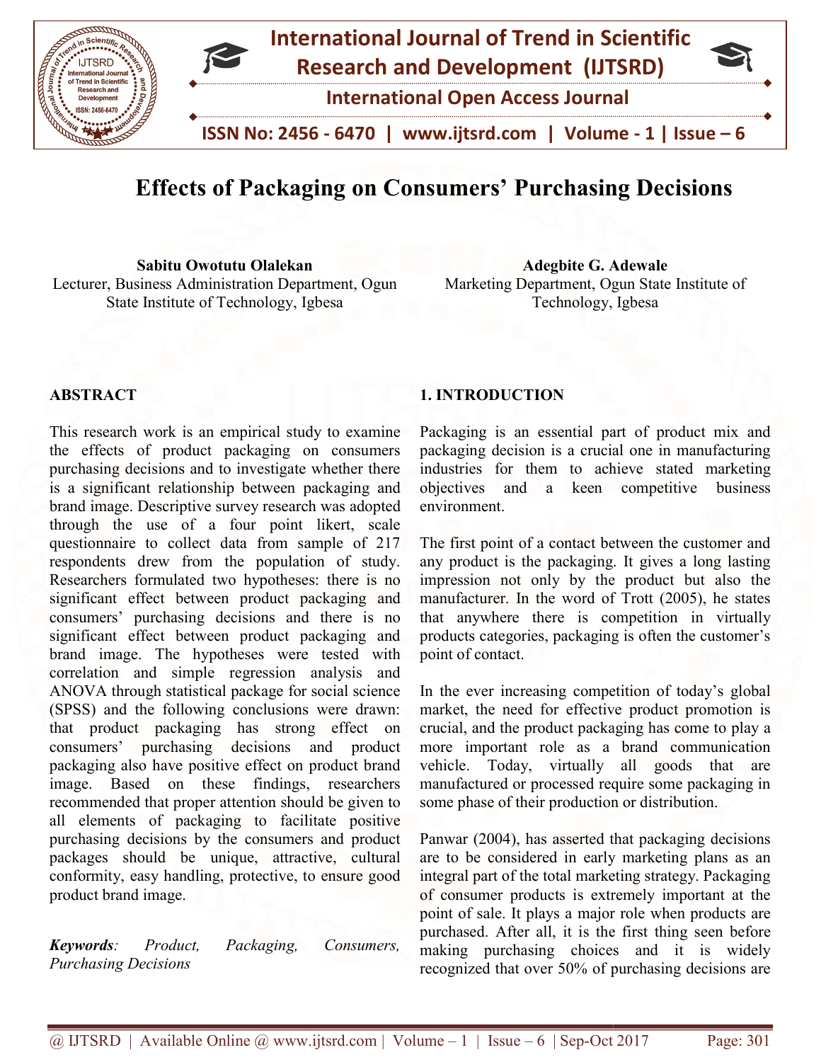# Effects of Packaging on Consumers' Purchasing Decisions

**Sabitu Owotutu Olalekan**
Lecturer, Business Administration Department, Ogun State Institute of Technology, Igbesa

**Adegbite G. Adewale**
Marketing Department, Ogun State Institute of Technology, Igbesa

## ABSTRACT

This research work is an empirical study to examine the effects of product packaging on consumers purchasing decisions and to investigate whether there is a significant relationship between packaging and brand image. Descriptive survey research was adopted through the use of a four point likert, scale questionnaire to collect data from sample of 217 respondents drew from the population of study. Researchers formulated two hypotheses: there is no significant effect between product packaging and consumers' purchasing decisions and there is no significant effect between product packaging and brand image. The hypotheses were tested with correlation and simple regression analysis and ANOVA through statistical package for social science (SPSS) and the following conclusions were drawn: that product packaging has strong effect on consumers' purchasing decisions and product packaging also have positive effect on product brand image. Based on these findings, researchers recommended that proper attention should be given to all elements of packaging to facilitate positive purchasing decisions by the consumers and product packages should be unique, attractive, cultural conformity, easy handling, protective, to ensure good product brand image.

***Keywords**: Product, Packaging, Consumers, Purchasing Decisions*

## 1. INTRODUCTION

Packaging is an essential part of product mix and packaging decision is a crucial one in manufacturing industries for them to achieve stated marketing objectives and a keen competitive business environment.

The first point of a contact between the customer and any product is the packaging. It gives a long lasting impression not only by the product but also the manufacturer. In the word of Trott (2005), he states that anywhere there is competition in virtually products categories, packaging is often the customer's point of contact.

In the ever increasing competition of today's global market, the need for effective product promotion is crucial, and the product packaging has come to play a more important role as a brand communication vehicle. Today, virtually all goods that are manufactured or processed require some packaging in some phase of their production or distribution.

Panwar (2004), has asserted that packaging decisions are to be considered in early marketing plans as an integral part of the total marketing strategy. Packaging of consumer products is extremely important at the point of sale. It plays a major role when products are purchased. After all, it is the first thing seen before making purchasing choices and it is widely recognized that over 50% of purchasing decisions are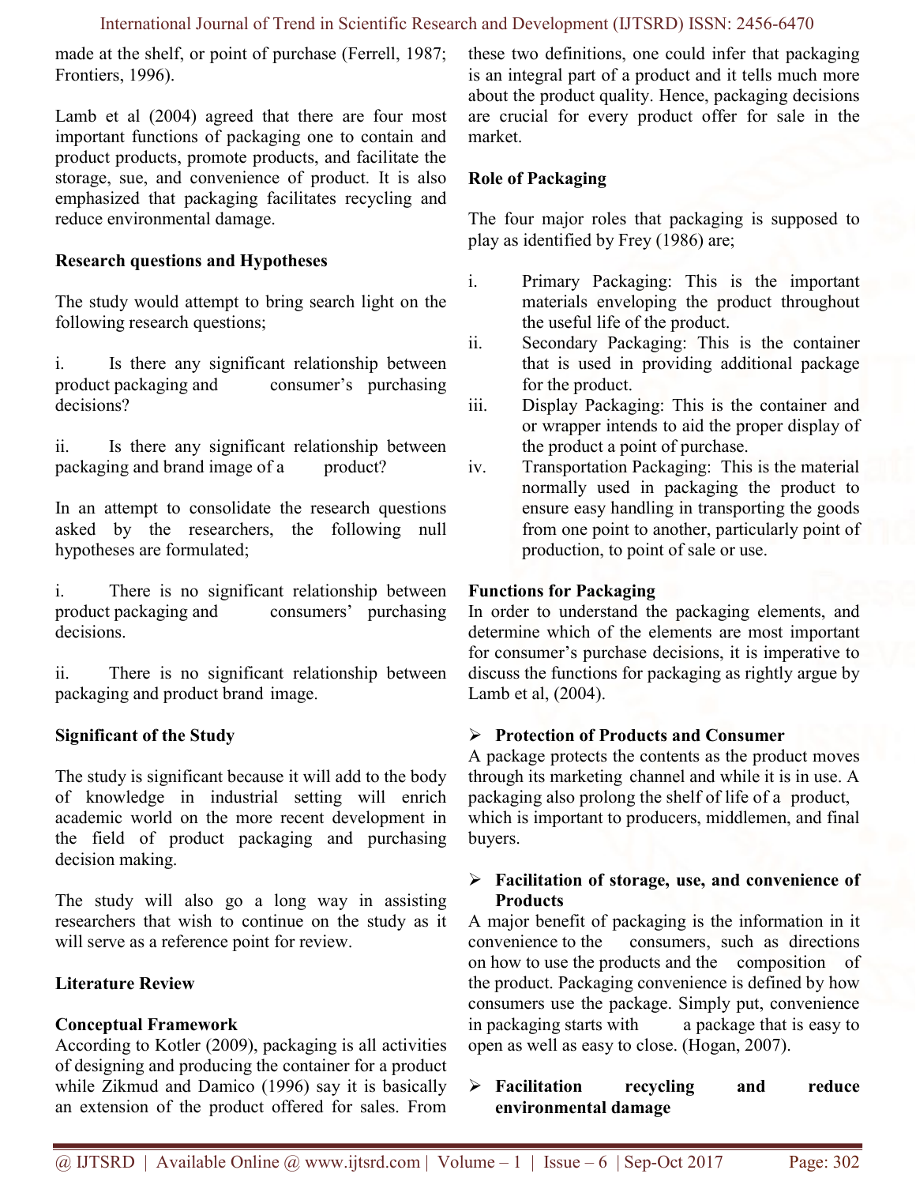made at the shelf, or point of purchase (Ferrell, 1987; Frontiers, 1996).

Lamb et al (2004) agreed that there are four most important functions of packaging one to contain and product products, promote products, and facilitate the storage, sue, and convenience of product. It is also emphasized that packaging facilitates recycling and reduce environmental damage.

**Research questions and Hypotheses**

The study would attempt to bring search light on the following research questions;

i. Is there any significant relationship between product packaging and consumer's purchasing decisions?

ii. Is there any significant relationship between packaging and brand image of a product?

In an attempt to consolidate the research questions asked by the researchers, the following null hypotheses are formulated;

i. There is no significant relationship between product packaging and consumers' purchasing decisions.

ii. There is no significant relationship between packaging and product brand image.

**Significant of the Study**

The study is significant because it will add to the body of knowledge in industrial setting will enrich academic world on the more recent development in the field of product packaging and purchasing decision making.

The study will also go a long way in assisting researchers that wish to continue on the study as it will serve as a reference point for review.

**Literature Review**

**Conceptual Framework**

According to Kotler (2009), packaging is all activities of designing and producing the container for a product while Zikmud and Damico (1996) say it is basically an extension of the product offered for sales. From these two definitions, one could infer that packaging is an integral part of a product and it tells much more about the product quality. Hence, packaging decisions are crucial for every product offer for sale in the market.

**Role of Packaging**

The four major roles that packaging is supposed to play as identified by Frey (1986) are;

i. Primary Packaging: This is the important materials enveloping the product throughout the useful life of the product.
ii. Secondary Packaging: This is the container that is used in providing additional package for the product.
iii. Display Packaging: This is the container and or wrapper intends to aid the proper display of the product a point of purchase.
iv. Transportation Packaging: This is the material normally used in packaging the product to ensure easy handling in transporting the goods from one point to another, particularly point of production, to point of sale or use.

**Functions for Packaging**

In order to understand the packaging elements, and determine which of the elements are most important for consumer's purchase decisions, it is imperative to discuss the functions for packaging as rightly argue by Lamb et al, (2004).

- **Protection of Products and Consumer**

A package protects the contents as the product moves through its marketing channel and while it is in use. A packaging also prolong the shelf of life of a product, which is important to producers, middlemen, and final buyers.

- **Facilitation of storage, use, and convenience of Products**

A major benefit of packaging is the information in it convenience to the consumers, such as directions on how to use the products and the composition of the product. Packaging convenience is defined by how consumers use the package. Simply put, convenience in packaging starts with a package that is easy to open as well as easy to close. (Hogan, 2007).

- **Facilitation recycling and reduce environmental damage**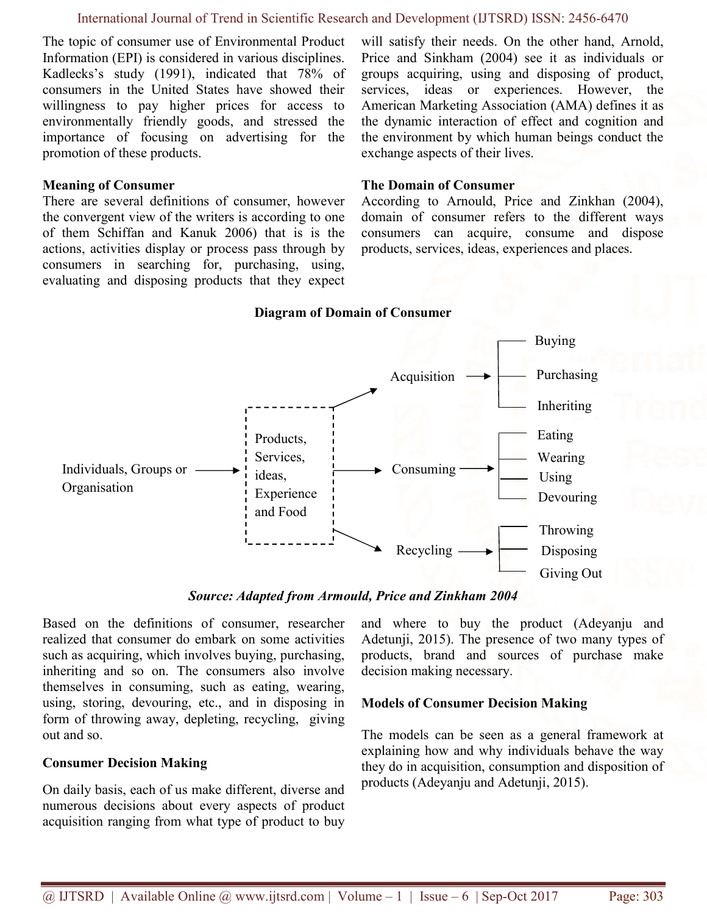The topic of consumer use of Environmental Product Information (EPI) is considered in various disciplines. Kadlecks's study (1991), indicated that 78% of consumers in the United States have showed their willingness to pay higher prices for access to environmentally friendly goods, and stressed the importance of focusing on advertising for the promotion of these products.

**Meaning of Consumer**

There are several definitions of consumer, however the convergent view of the writers is according to one of them Schiffan and Kanuk 2006) that is is the actions, activities display or process pass through by consumers in searching for, purchasing, using, evaluating and disposing products that they expect will satisfy their needs. On the other hand, Arnold, Price and Sinkham (2004) see it as individuals or groups acquiring, using and disposing of product, services, ideas or experiences. However, the American Marketing Association (AMA) defines it as the dynamic interaction of effect and cognition and the environment by which human beings conduct the exchange aspects of their lives.

**The Domain of Consumer**

According to Arnould, Price and Zinkhan (2004), domain of consumer refers to the different ways consumers can acquire, consume and dispose products, services, ideas, experiences and places.

**Diagram of Domain of Consumer**

Individuals, Groups or Organisation → Products, Services, ideas, Experience and Food

- Acquisition → Buying, Purchasing, Inheriting
- Consuming → Eating, Wearing, Using, Devouring
- Recycling → Throwing, Disposing, Giving Out

***Source: Adapted from Armould, Price and Zinkham 2004***

Based on the definitions of consumer, researcher realized that consumer do embark on some activities such as acquiring, which involves buying, purchasing, inheriting and so on. The consumers also involve themselves in consuming, such as eating, wearing, using, storing, devouring, etc., and in disposing in form of throwing away, depleting, recycling, giving out and so.

**Consumer Decision Making**

On daily basis, each of us make different, diverse and numerous decisions about every aspects of product acquisition ranging from what type of product to buy and where to buy the product (Adeyanju and Adetunji, 2015). The presence of two many types of products, brand and sources of purchase make decision making necessary.

**Models of Consumer Decision Making**

The models can be seen as a general framework at explaining how and why individuals behave the way they do in acquisition, consumption and disposition of products (Adeyanju and Adetunji, 2015).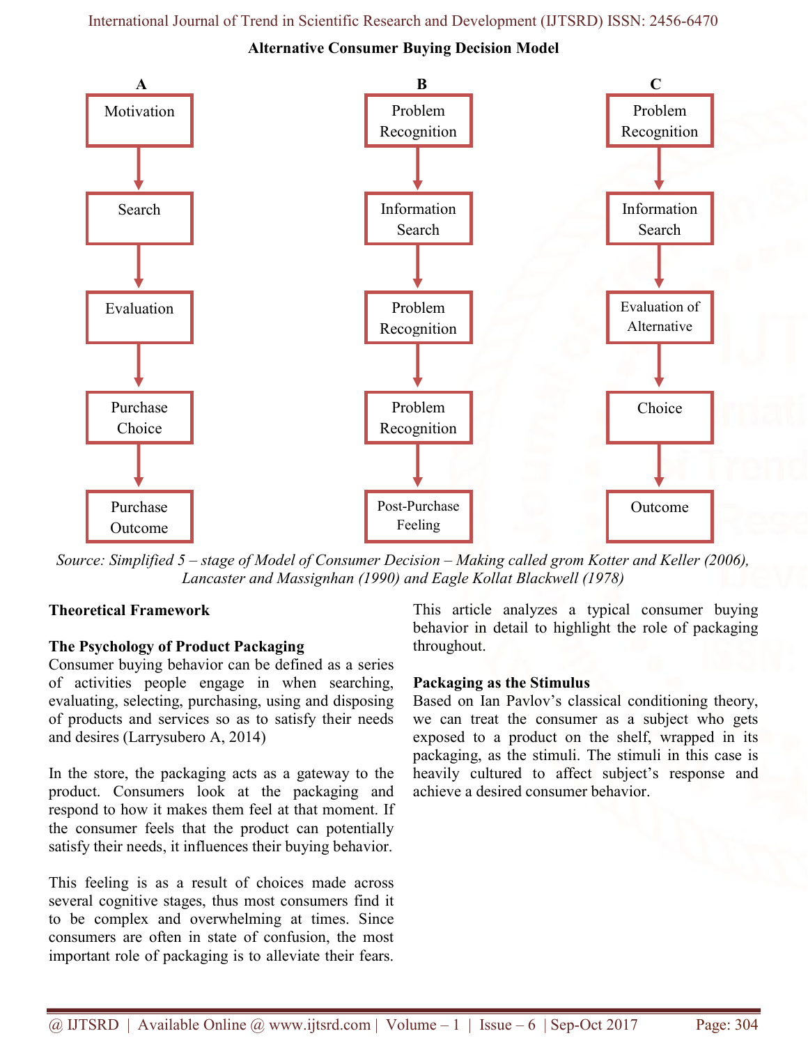**Alternative Consumer Buying Decision Model**

| A | B | C |
| --- | --- | --- |
| Motivation | Problem Recognition | Problem Recognition |
| ↓ | ↓ | ↓ |
| Search | Information Search | Information Search |
| ↓ | ↓ | ↓ |
| Evaluation | Problem Recognition | Evaluation of Alternative |
| ↓ | ↓ | ↓ |
| Purchase Choice | Problem Recognition | Choice |
| ↓ | ↓ | ↓ |
| Purchase Outcome | Post-Purchase Feeling | Outcome |

*Source: Simplified 5 – stage of Model of Consumer Decision – Making called grom Kotter and Keller (2006), Lancaster and Massignhan (1990) and Eagle Kollat Blackwell (1978)*

## Theoretical Framework

### The Psychology of Product Packaging

Consumer buying behavior can be defined as a series of activities people engage in when searching, evaluating, selecting, purchasing, using and disposing of products and services so as to satisfy their needs and desires (Larrysubero A, 2014)

In the store, the packaging acts as a gateway to the product. Consumers look at the packaging and respond to how it makes them feel at that moment. If the consumer feels that the product can potentially satisfy their needs, it influences their buying behavior.

This feeling is as a result of choices made across several cognitive stages, thus most consumers find it to be complex and overwhelming at times. Since consumers are often in state of confusion, the most important role of packaging is to alleviate their fears. This article analyzes a typical consumer buying behavior in detail to highlight the role of packaging throughout.

### Packaging as the Stimulus

Based on Ian Pavlov's classical conditioning theory, we can treat the consumer as a subject who gets exposed to a product on the shelf, wrapped in its packaging, as the stimuli. The stimuli in this case is heavily cultured to affect subject's response and achieve a desired consumer behavior.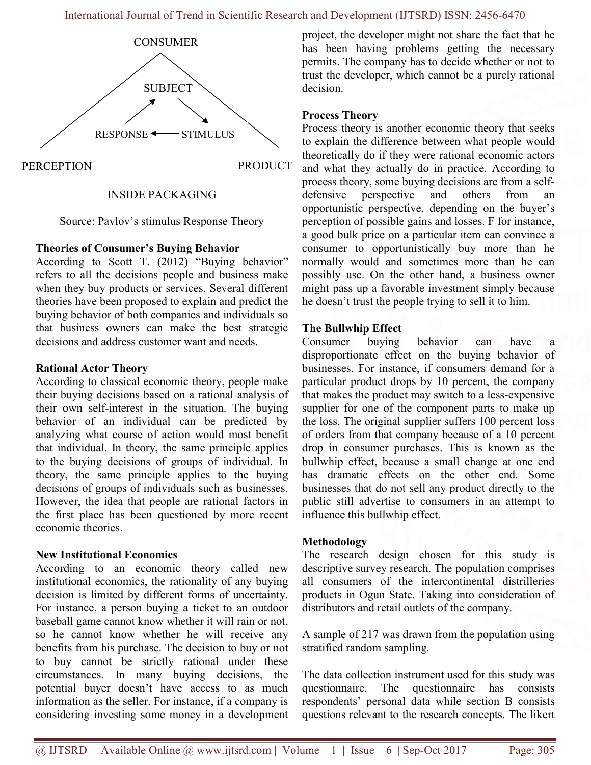CONSUMER

SUBJECT

RESPONSE ← STIMULUS

PERCEPTION PRODUCT

INSIDE PACKAGING

Source: Pavlov's stimulus Response Theory

**Theories of Consumer's Buying Behavior**

According to Scott T. (2012) "Buying behavior" refers to all the decisions people and business make when they buy products or services. Several different theories have been proposed to explain and predict the buying behavior of both companies and individuals so that business owners can make the best strategic decisions and address customer want and needs.

**Rational Actor Theory**

According to classical economic theory, people make their buying decisions based on a rational analysis of their own self-interest in the situation. The buying behavior of an individual can be predicted by analyzing what course of action would most benefit that individual. In theory, the same principle applies to the buying decisions of groups of individual. In theory, the same principle applies to the buying decisions of groups of individuals such as businesses. However, the idea that people are rational factors in the first place has been questioned by more recent economic theories.

**New Institutional Economics**

According to an economic theory called new institutional economics, the rationality of any buying decision is limited by different forms of uncertainty. For instance, a person buying a ticket to an outdoor baseball game cannot know whether it will rain or not, so he cannot know whether he will receive any benefits from his purchase. The decision to buy or not to buy cannot be strictly rational under these circumstances. In many buying decisions, the potential buyer doesn't have access to as much information as the seller. For instance, if a company is considering investing some money in a development project, the developer might not share the fact that he has been having problems getting the necessary permits. The company has to decide whether or not to trust the developer, which cannot be a purely rational decision.

**Process Theory**

Process theory is another economic theory that seeks to explain the difference between what people would theoretically do if they were rational economic actors and what they actually do in practice. According to process theory, some buying decisions are from a self-defensive perspective and others from an opportunistic perspective, depending on the buyer's perception of possible gains and losses. F for instance, a good bulk price on a particular item can convince a consumer to opportunistically buy more than he normally would and sometimes more than he can possibly use. On the other hand, a business owner might pass up a favorable investment simply because he doesn't trust the people trying to sell it to him.

**The Bullwhip Effect**

Consumer buying behavior can have a disproportionate effect on the buying behavior of businesses. For instance, if consumers demand for a particular product drops by 10 percent, the company that makes the product may switch to a less-expensive supplier for one of the component parts to make up the loss. The original supplier suffers 100 percent loss of orders from that company because of a 10 percent drop in consumer purchases. This is known as the bullwhip effect, because a small change at one end has dramatic effects on the other end. Some businesses that do not sell any product directly to the public still advertise to consumers in an attempt to influence this bullwhip effect.

**Methodology**

The research design chosen for this study is descriptive survey research. The population comprises all consumers of the intercontinental distrilleries products in Ogun State. Taking into consideration of distributors and retail outlets of the company.

A sample of 217 was drawn from the population using stratified random sampling.

The data collection instrument used for this study was questionnaire. The questionnaire has consists respondents' personal data while section B consists questions relevant to the research concepts. The likert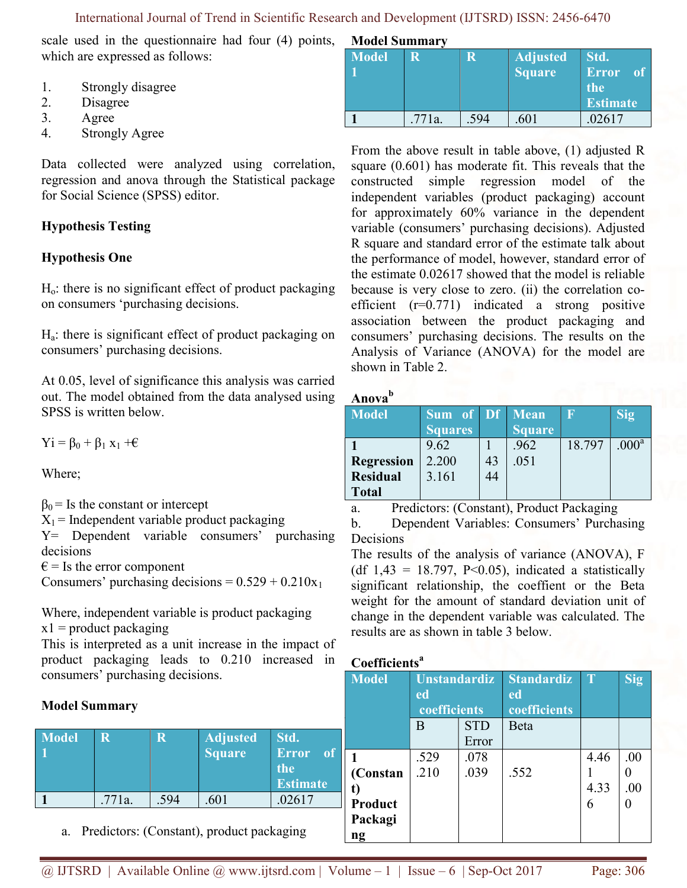scale used in the questionnaire had four (4) points, which are expressed as follows:

1. Strongly disagree
2. Disagree
3. Agree
4. Strongly Agree

Data collected were analyzed using correlation, regression and anova through the Statistical package for Social Science (SPSS) editor.

**Hypothesis Testing**

**Hypothesis One**

$H_o$: there is no significant effect of product packaging on consumers 'purchasing decisions.

$H_a$: there is significant effect of product packaging on consumers' purchasing decisions.

At 0.05, level of significance this analysis was carried out. The model obtained from the data analysed using SPSS is written below.

$Yi = \beta_0 + \beta_1 x_1 + €$

Where;

$\beta_0$ = Is the constant or intercept
$X_1$ = Independent variable product packaging
Y= Dependent variable consumers' purchasing decisions
€ = Is the error component
Consumers' purchasing decisions = 0.529 + 0.210$x_1$

Where, independent variable is product packaging
x1 = product packaging
This is interpreted as a unit increase in the impact of product packaging leads to 0.210 increased in consumers' purchasing decisions.

**Model Summary**

| Model 1 | R | R | Adjusted Square | Std. Error of the Estimate |
|---|---|---|---|---|
| 1 | .771a. | .594 | .601 | .02617 |

a. Predictors: (Constant), product packaging

**Model Summary**

| Model 1 | R | R | Adjusted Square | Std. Error of the Estimate |
|---|---|---|---|---|
| 1 | .771a. | .594 | .601 | .02617 |

From the above result in table above, (1) adjusted R square (0.601) has moderate fit. This reveals that the constructed simple regression model of the independent variables (product packaging) account for approximately 60% variance in the dependent variable (consumers' purchasing decisions). Adjusted R square and standard error of the estimate talk about the performance of model, however, standard error of the estimate 0.02617 showed that the model is reliable because is very close to zero. (ii) the correlation co-efficient (r=0.771) indicated a strong positive association between the product packaging and consumers' purchasing decisions. The results on the Analysis of Variance (ANOVA) for the model are shown in Table 2.

**Anova[b]**

| Model | Sum of Squares | Df | Mean Square | F | Sig |
|---|---|---|---|---|---|
| 1 | 9.62 | 1 | .962 | 18.797 | .000[a] |
| Regression | 2.200 | 43 | .051 | | |
| Residual | 3.161 | 44 | | | |
| Total | | | | | |

a. Predictors: (Constant), Product Packaging
b. Dependent Variables: Consumers' Purchasing Decisions

The results of the analysis of variance (ANOVA), F (df 1,43 = 18.797, P<0.05), indicated a statistically significant relationship, the coeffient or the Beta weight for the amount of standard deviation unit of change in the dependent variable was calculated. The results are as shown in table 3 below.

**Coefficients[a]**

| Model | Unstandardized coefficients | | Standardized coefficients | T | Sig |
|---|---|---|---|---|---|
| | B | STD Error | Beta | | |
| 1 (Constant) | .529 | .078 | | 4.461 | .000 |
| Product Packaging | .210 | .039 | .552 | 4.336 | .000 |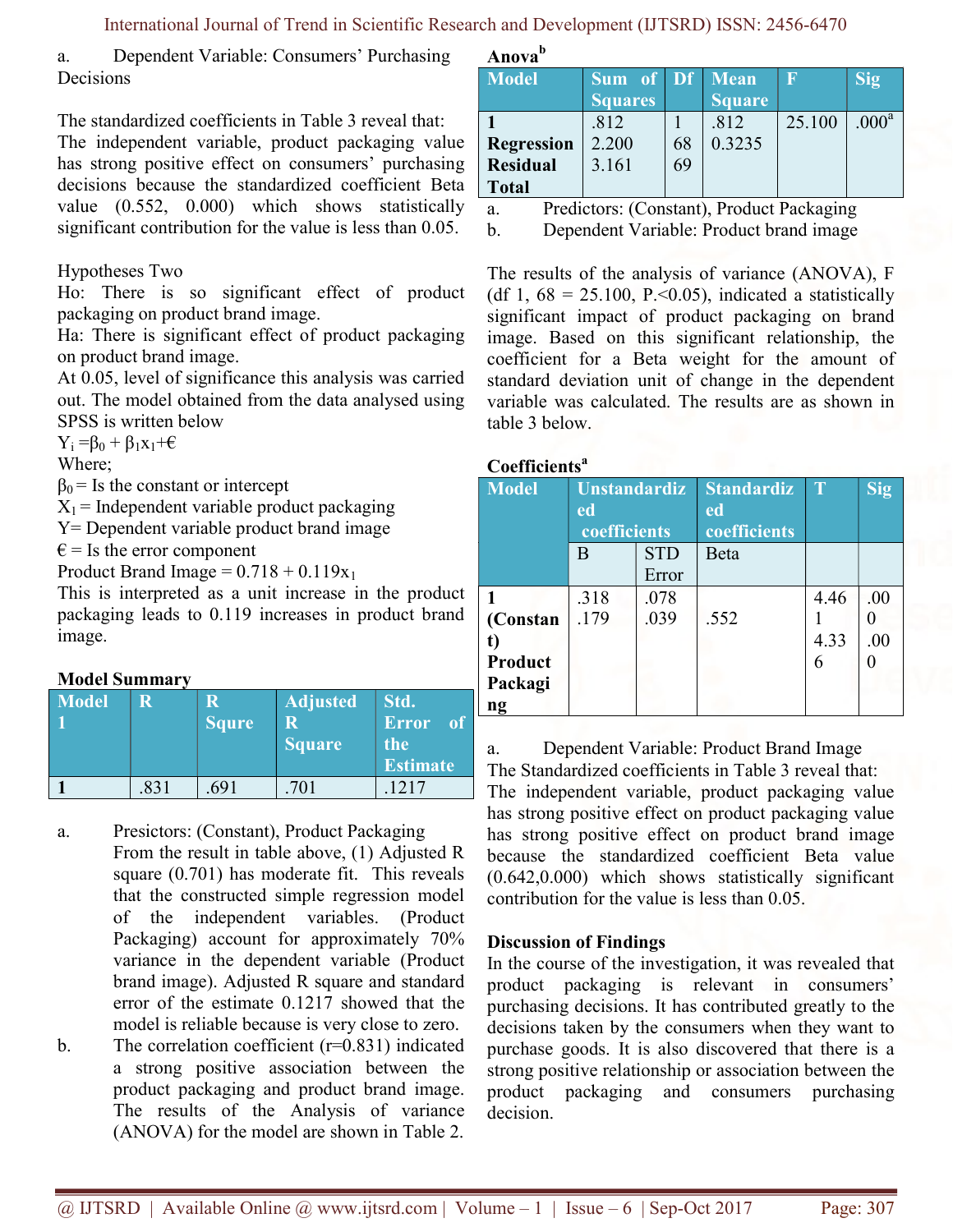a. Dependent Variable: Consumers' Purchasing Decisions

The standardized coefficients in Table 3 reveal that: The independent variable, product packaging value has strong positive effect on consumers' purchasing decisions because the standardized coefficient Beta value (0.552, 0.000) which shows statistically significant contribution for the value is less than 0.05.

Hypotheses Two

Ho: There is so significant effect of product packaging on product brand image.

Ha: There is significant effect of product packaging on product brand image.

At 0.05, level of significance this analysis was carried out. The model obtained from the data analysed using SPSS is written below

$Y_i = \beta_0 + \beta_1 x_1 + €$

Where;

$\beta_0$ = Is the constant or intercept

$X_1$ = Independent variable product packaging

Y= Dependent variable product brand image

€ = Is the error component

Product Brand Image = $0.718 + 0.119x_1$

This is interpreted as a unit increase in the product packaging leads to 0.119 increases in product brand image.

**Model Summary**

| Model 1 | R | R Squre | Adjusted R Square | Std. Error of the Estimate |
|---|---|---|---|---|
| 1 | .831 | .691 | .701 | .1217 |

a. Presictors: (Constant), Product Packaging

From the result in table above, (1) Adjusted R square (0.701) has moderate fit. This reveals that the constructed simple regression model of the independent variables. (Product Packaging) account for approximately 70% variance in the dependent variable (Product brand image). Adjusted R square and standard error of the estimate 0.1217 showed that the model is reliable because is very close to zero.

b. The correlation coefficient (r=0.831) indicated a strong positive association between the product packaging and product brand image. The results of the Analysis of variance (ANOVA) for the model are shown in Table 2.

**Anova[b]**

| Model | Sum of Squares | Df | Mean Square | F | Sig |
|---|---|---|---|---|---|
| 1 Regression | .812 | 1 | .812 | 25.100 | .000[a] |
| Residual | 2.200 | 68 | 0.3235 | | |
| Total | 3.161 | 69 | | | |

a. Predictors: (Constant), Product Packaging

b. Dependent Variable: Product brand image

The results of the analysis of variance (ANOVA), F (df 1, 68 = 25.100, P.<0.05), indicated a statistically significant impact of product packaging on brand image. Based on this significant relationship, the coefficient for a Beta weight for the amount of standard deviation unit of change in the dependent variable was calculated. The results are as shown in table 3 below.

**Coefficients[a]**

| Model | Unstandardized coefficients | | Standardized coefficients | T | Sig |
|---|---|---|---|---|---|
| | B | STD Error | Beta | | |
| 1 (Constant) | .318 | .078 | | 4.461 | .000 |
| Product Packaging | .179 | .039 | .552 | 4.336 | .000 |

a. Dependent Variable: Product Brand Image

The Standardized coefficients in Table 3 reveal that: The independent variable, product packaging value has strong positive effect on product packaging value has strong positive effect on product brand image because the standardized coefficient Beta value (0.642,0.000) which shows statistically significant contribution for the value is less than 0.05.

## Discussion of Findings

In the course of the investigation, it was revealed that product packaging is relevant in consumers' purchasing decisions. It has contributed greatly to the decisions taken by the consumers when they want to purchase goods. It is also discovered that there is a strong positive relationship or association between the product packaging and consumers purchasing decision.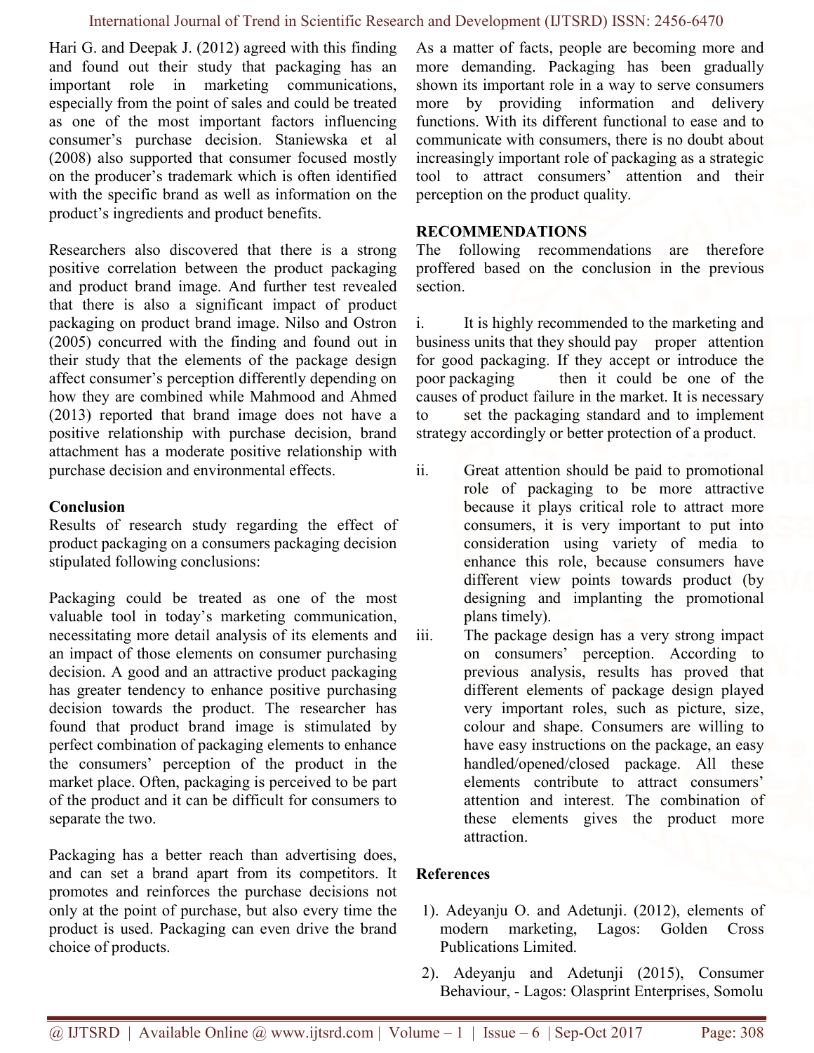Hari G. and Deepak J. (2012) agreed with this finding and found out their study that packaging has an important role in marketing communications, especially from the point of sales and could be treated as one of the most important factors influencing consumer's purchase decision. Staniewska et al (2008) also supported that consumer focused mostly on the producer's trademark which is often identified with the specific brand as well as information on the product's ingredients and product benefits.

Researchers also discovered that there is a strong positive correlation between the product packaging and product brand image. And further test revealed that there is also a significant impact of product packaging on product brand image. Nilso and Ostron (2005) concurred with the finding and found out in their study that the elements of the package design affect consumer's perception differently depending on how they are combined while Mahmood and Ahmed (2013) reported that brand image does not have a positive relationship with purchase decision, brand attachment has a moderate positive relationship with purchase decision and environmental effects.

## Conclusion

Results of research study regarding the effect of product packaging on a consumers packaging decision stipulated following conclusions:

Packaging could be treated as one of the most valuable tool in today's marketing communication, necessitating more detail analysis of its elements and an impact of those elements on consumer purchasing decision. A good and an attractive product packaging has greater tendency to enhance positive purchasing decision towards the product. The researcher has found that product brand image is stimulated by perfect combination of packaging elements to enhance the consumers' perception of the product in the market place. Often, packaging is perceived to be part of the product and it can be difficult for consumers to separate the two.

Packaging has a better reach than advertising does, and can set a brand apart from its competitors. It promotes and reinforces the purchase decisions not only at the point of purchase, but also every time the product is used. Packaging can even drive the brand choice of products.

As a matter of facts, people are becoming more and more demanding. Packaging has been gradually shown its important role in a way to serve consumers more by providing information and delivery functions. With its different functional to ease and to communicate with consumers, there is no doubt about increasingly important role of packaging as a strategic tool to attract consumers' attention and their perception on the product quality.

## RECOMMENDATIONS

The following recommendations are therefore proffered based on the conclusion in the previous section.

i. It is highly recommended to the marketing and business units that they should pay proper attention for good packaging. If they accept or introduce the poor packaging then it could be one of the causes of product failure in the market. It is necessary to set the packaging standard and to implement strategy accordingly or better protection of a product.

ii. Great attention should be paid to promotional role of packaging to be more attractive because it plays critical role to attract more consumers, it is very important to put into consideration using variety of media to enhance this role, because consumers have different view points towards product (by designing and implanting the promotional plans timely).

iii. The package design has a very strong impact on consumers' perception. According to previous analysis, results has proved that different elements of package design played very important roles, such as picture, size, colour and shape. Consumers are willing to have easy instructions on the package, an easy handled/opened/closed package. All these elements contribute to attract consumers' attention and interest. The combination of these elements gives the product more attraction.

## References

1). Adeyanju O. and Adetunji. (2012), elements of modern marketing, Lagos: Golden Cross Publications Limited.

2). Adeyanju and Adetunji (2015), Consumer Behaviour, - Lagos: Olasprint Enterprises, Somolu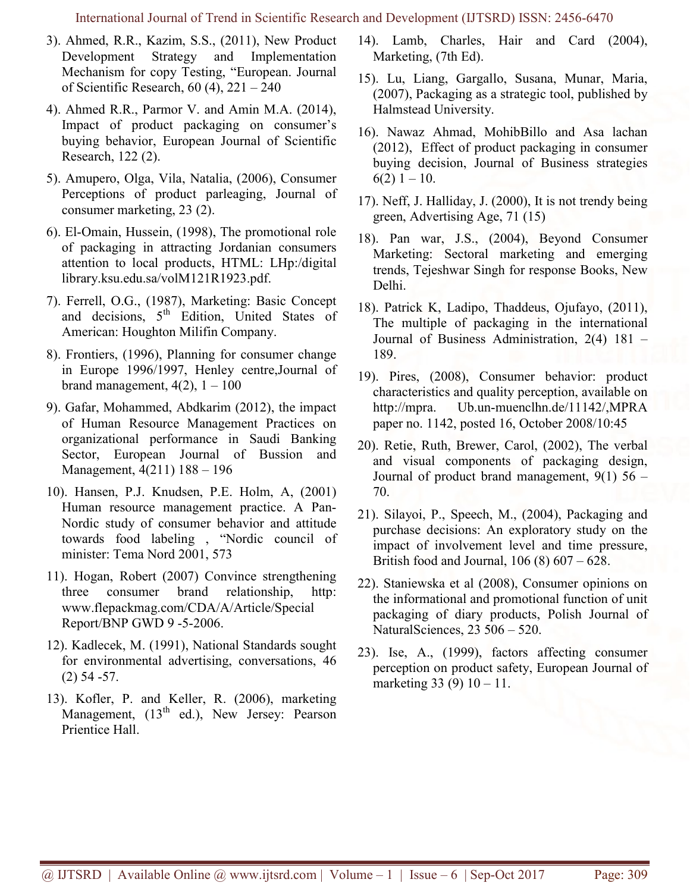3). Ahmed, R.R., Kazim, S.S., (2011), New Product Development Strategy and Implementation Mechanism for copy Testing, "European. Journal of Scientific Research, 60 (4), 221 – 240

4). Ahmed R.R., Parmor V. and Amin M.A. (2014), Impact of product packaging on consumer's buying behavior, European Journal of Scientific Research, 122 (2).

5). Amupero, Olga, Vila, Natalia, (2006), Consumer Perceptions of product parleaging, Journal of consumer marketing, 23 (2).

6). El-Omain, Hussein, (1998), The promotional role of packaging in attracting Jordanian consumers attention to local products, HTML: LHp:/digital library.ksu.edu.sa/volM121R1923.pdf.

7). Ferrell, O.G., (1987), Marketing: Basic Concept and decisions, 5th Edition, United States of American: Houghton Milifin Company.

8). Frontiers, (1996), Planning for consumer change in Europe 1996/1997, Henley centre,Journal of brand management, 4(2), 1 – 100

9). Gafar, Mohammed, Abdkarim (2012), the impact of Human Resource Management Practices on organizational performance in Saudi Banking Sector, European Journal of Bussion and Management, 4(211) 188 – 196

10). Hansen, P.J. Knudsen, P.E. Holm, A, (2001) Human resource management practice. A Pan-Nordic study of consumer behavior and attitude towards food labeling , "Nordic council of minister: Tema Nord 2001, 573

11). Hogan, Robert (2007) Convince strengthening three consumer brand relationship, http: www.flepackmag.com/CDA/A/Article/Special Report/BNP GWD 9 -5-2006.

12). Kadlecek, M. (1991), National Standards sought for environmental advertising, conversations, 46 (2) 54 -57.

13). Kofler, P. and Keller, R. (2006), marketing Management, (13th ed.), New Jersey: Pearson Prientice Hall.

14). Lamb, Charles, Hair and Card (2004), Marketing, (7th Ed).

15). Lu, Liang, Gargallo, Susana, Munar, Maria, (2007), Packaging as a strategic tool, published by Halmstead University.

16). Nawaz Ahmad, MohibBillo and Asa lachan (2012), Effect of product packaging in consumer buying decision, Journal of Business strategies 6(2) 1 – 10.

17). Neff, J. Halliday, J. (2000), It is not trendy being green, Advertising Age, 71 (15)

18). Pan war, J.S., (2004), Beyond Consumer Marketing: Sectoral marketing and emerging trends, Tejeshwar Singh for response Books, New Delhi.

18). Patrick K, Ladipo, Thaddeus, Ojufayo, (2011), The multiple of packaging in the international Journal of Business Administration, 2(4) 181 – 189.

19). Pires, (2008), Consumer behavior: product characteristics and quality perception, available on http://mpra. Ub.un-muenclhn.de/11142/,MPRA paper no. 1142, posted 16, October 2008/10:45

20). Retie, Ruth, Brewer, Carol, (2002), The verbal and visual components of packaging design, Journal of product brand management, 9(1) 56 – 70.

21). Silayoi, P., Speech, M., (2004), Packaging and purchase decisions: An exploratory study on the impact of involvement level and time pressure, British food and Journal, 106 (8) 607 – 628.

22). Staniewska et al (2008), Consumer opinions on the informational and promotional function of unit packaging of diary products, Polish Journal of NaturalSciences, 23 506 – 520.

23). Ise, A., (1999), factors affecting consumer perception on product safety, European Journal of marketing 33 (9) 10 – 11.